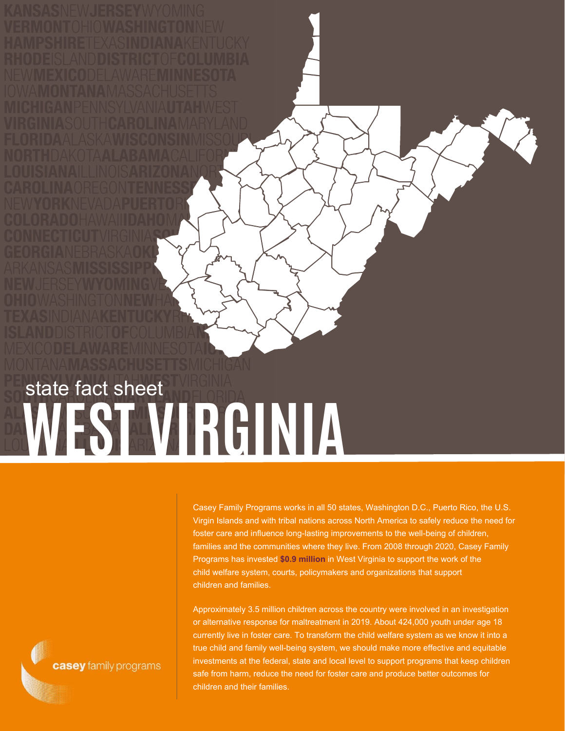state fact sheet

# WEST VIRGINIA

Casey Family Programs works in all 50 states, Washington D.C., Puerto Rico, the U.S. Virgin Islands and with tribal nations across North America to safely reduce the need for foster care and influence long-lasting improvements to the well-being of children, families and the communities where they live. From 2008 through 2020, Casey Family Programs has invested **$0.9 million** in West Virginia to support the work of the child welfare system, courts, policymakers and organizations that support children and families.

Approximately 3.5 million children across the country were involved in an investigation or alternative response for maltreatment in 2019. About 424,000 youth under age 18 currently live in foster care. To transform the child welfare system as we know it into a true child and family well-being system, we should make more effective and equitable investments at the federal, state and local level to support programs that keep children safe from harm, reduce the need for foster care and produce better outcomes for children and their families.

casey family programs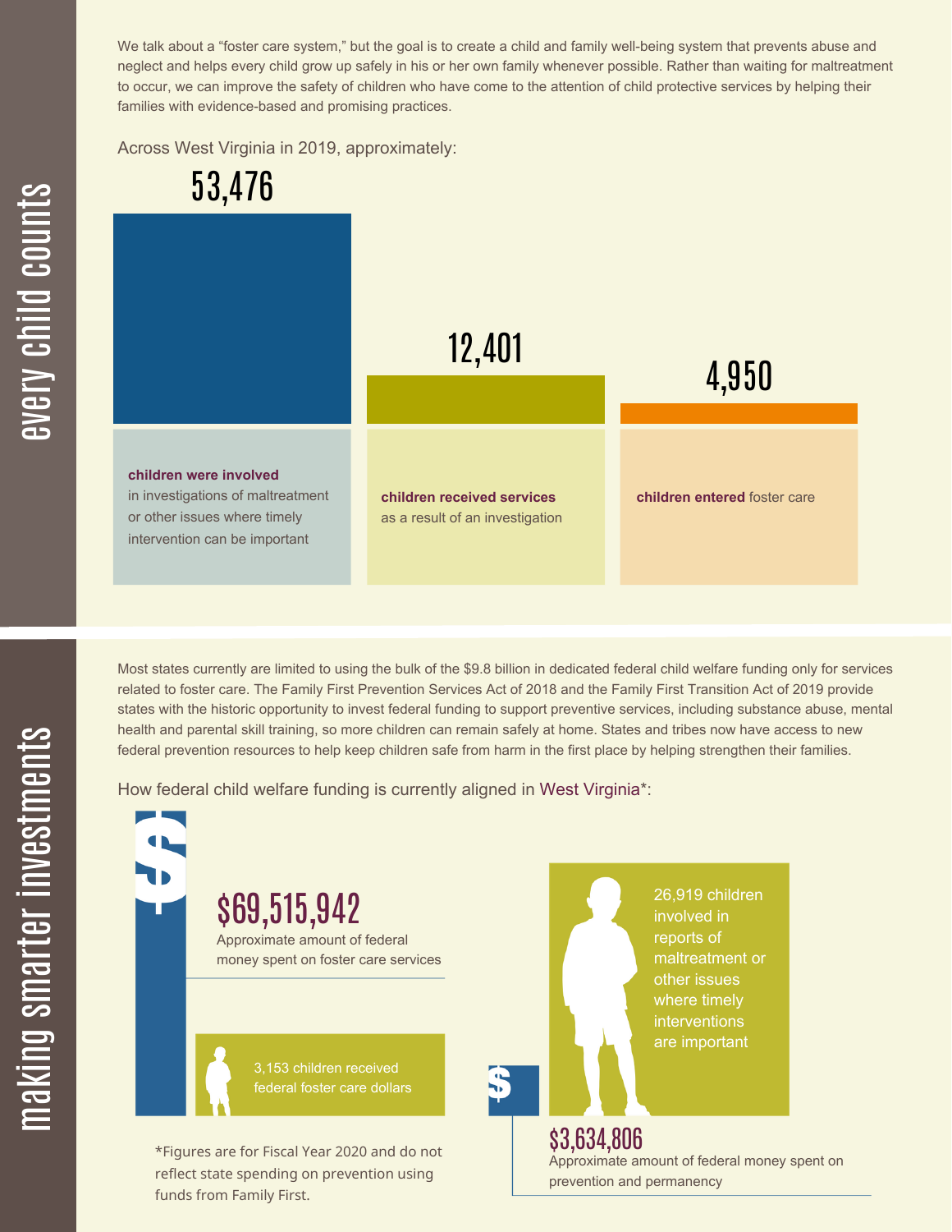## every child counts

We talk about a "foster care system," but the goal is to create a child and family well-being system that prevents abuse and neglect and helps every child grow up safely in his or her own family whenever possible. Rather than waiting for maltreatment to occur, we can improve the safety of children who have come to the attention of child protective services by helping their families with evidence-based and promising practices.

Across West Virginia in 2019, approximately:

**53,476**

**children were involved** in investigations of maltreatment or other issues where timely intervention can be important

**12,401**

**children received services** as a result of an investigation

**4,950**

**children entered** foster care

## making smarter investments

Most states currently are limited to using the bulk of the $9.8 billion in dedicated federal child welfare funding only for services related to foster care. The Family First Prevention Services Act of 2018 and the Family First Transition Act of 2019 provide states with the historic opportunity to invest federal funding to support preventive services, including substance abuse, mental health and parental skill training, so more children can remain safely at home. States and tribes now have access to new federal prevention resources to help keep children safe from harm in the first place by helping strengthen their families.

How federal child welfare funding is currently aligned in West Virginia*:

**$69,515,942**

Approximate amount of federal money spent on foster care services

3,153 children received federal foster care dollars

**$3,634,806**

Approximate amount of federal money spent on prevention and permanency

26,919 children involved in reports of maltreatment or other issues where timely interventions are important

*Figures are for Fiscal Year 2020 and do not reflect state spending on prevention using funds from Family First.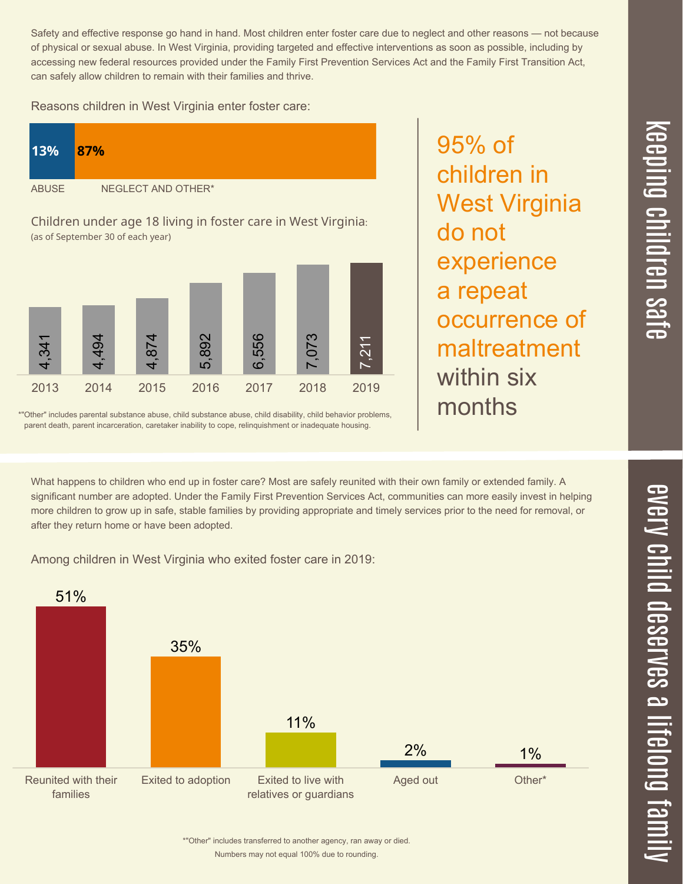## keeping children safe

Safety and effective response go hand in hand. Most children enter foster care due to neglect and other reasons — not because of physical or sexual abuse. In West Virginia, providing targeted and effective interventions as soon as possible, including by accessing new federal resources provided under the Family First Prevention Services Act and the Family First Transition Act, can safely allow children to remain with their families and thrive.

Reasons children in West Virginia enter foster care:

| ABUSE | NEGLECT AND OTHER* |
|---|---|
| 13% | 87% |

Children under age 18 living in foster care in West Virginia:
(as of September 30 of each year)

| 2013 | 2014 | 2015 | 2016 | 2017 | 2018 | 2019 |
|---|---|---|---|---|---|---|
| 4,341 | 4,494 | 4,874 | 5,892 | 6,556 | 7,073 | 7,211 |

*"Other" includes parental substance abuse, child substance abuse, child disability, child behavior problems, parent death, parent incarceration, caretaker inability to cope, relinquishment or inadequate housing.

95% of children in West Virginia do not experience a repeat occurrence of maltreatment within six months

## every child deserves a lifelong family

What happens to children who end up in foster care? Most are safely reunited with their own family or extended family. A significant number are adopted. Under the Family First Prevention Services Act, communities can more easily invest in helping more children to grow up in safe, stable families by providing appropriate and timely services prior to the need for removal, or after they return home or have been adopted.

Among children in West Virginia who exited foster care in 2019:

| Reunited with their families | Exited to adoption | Exited to live with relatives or guardians | Aged out | Other* |
|---|---|---|---|---|
| 51% | 35% | 11% | 2% | 1% |

*"Other" includes transferred to another agency, ran away or died.

Numbers may not equal 100% due to rounding.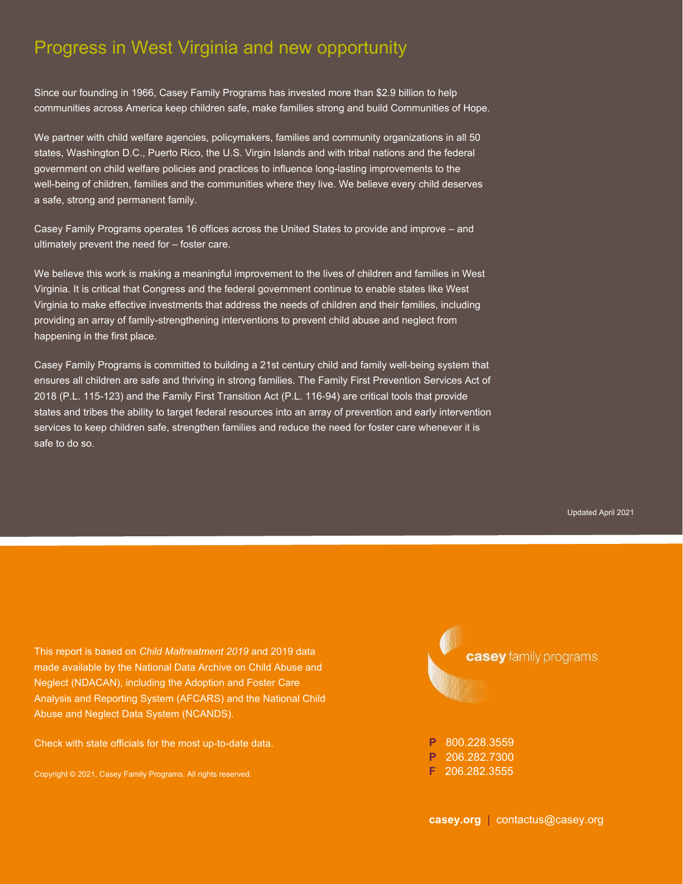## Progress in West Virginia and new opportunity

Since our founding in 1966, Casey Family Programs has invested more than $2.9 billion to help communities across America keep children safe, make families strong and build Communities of Hope.

We partner with child welfare agencies, policymakers, families and community organizations in all 50 states, Washington D.C., Puerto Rico, the U.S. Virgin Islands and with tribal nations and the federal government on child welfare policies and practices to influence long-lasting improvements to the well-being of children, families and the communities where they live. We believe every child deserves a safe, strong and permanent family.

Casey Family Programs operates 16 offices across the United States to provide and improve – and ultimately prevent the need for – foster care.

We believe this work is making a meaningful improvement to the lives of children and families in West Virginia. It is critical that Congress and the federal government continue to enable states like West Virginia to make effective investments that address the needs of children and their families, including providing an array of family-strengthening interventions to prevent child abuse and neglect from happening in the first place.

Casey Family Programs is committed to building a 21st century child and family well-being system that ensures all children are safe and thriving in strong families. The Family First Prevention Services Act of 2018 (P.L. 115-123) and the Family First Transition Act (P.L. 116-94) are critical tools that provide states and tribes the ability to target federal resources into an array of prevention and early intervention services to keep children safe, strengthen families and reduce the need for foster care whenever it is safe to do so.

Updated April 2021

This report is based on *Child Maltreatment 2019* and 2019 data made available by the National Data Archive on Child Abuse and Neglect (NDACAN), including the Adoption and Foster Care Analysis and Reporting System (AFCARS) and the National Child Abuse and Neglect Data System (NCANDS).

Check with state officials for the most up-to-date data.

Copyright © 2021, Casey Family Programs. All rights reserved.

**casey** family programs

**P** 800.228.3559
**P** 206.282.7300
**F** 206.282.3555

**casey.org** | contactus@casey.org